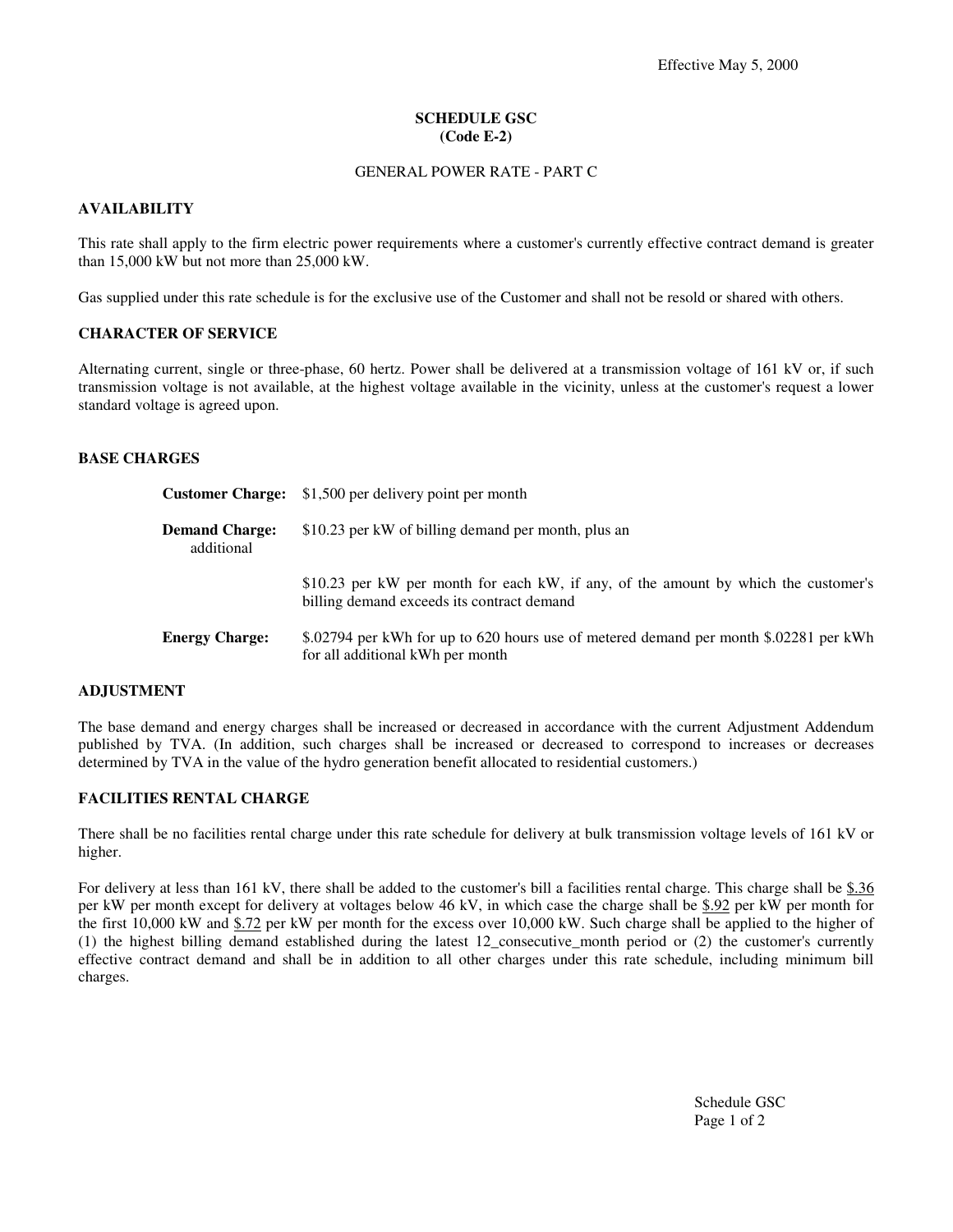Effective May 5, 2000

# SCHEDULE GSC
## (Code E-2)

GENERAL POWER RATE - PART C

### AVAILABILITY

This rate shall apply to the firm electric power requirements where a customer's currently effective contract demand is greater than 15,000 kW but not more than 25,000 kW.

Gas supplied under this rate schedule is for the exclusive use of the Customer and shall not be resold or shared with others.

### CHARACTER OF SERVICE

Alternating current, single or three-phase, 60 hertz. Power shall be delivered at a transmission voltage of 161 kV or, if such transmission voltage is not available, at the highest voltage available in the vicinity, unless at the customer's request a lower standard voltage is agreed upon.

### BASE CHARGES

**Customer Charge:** $1,500 per delivery point per month

**Demand Charge:** $10.23 per kW of billing demand per month, plus an additional

$10.23 per kW per month for each kW, if any, of the amount by which the customer's billing demand exceeds its contract demand

**Energy Charge:** $.02794 per kWh for up to 620 hours use of metered demand per month $.02281 per kWh for all additional kWh per month

### ADJUSTMENT

The base demand and energy charges shall be increased or decreased in accordance with the current Adjustment Addendum published by TVA. (In addition, such charges shall be increased or decreased to correspond to increases or decreases determined by TVA in the value of the hydro generation benefit allocated to residential customers.)

### FACILITIES RENTAL CHARGE

There shall be no facilities rental charge under this rate schedule for delivery at bulk transmission voltage levels of 161 kV or higher.

For delivery at less than 161 kV, there shall be added to the customer's bill a facilities rental charge. This charge shall be $.36 per kW per month except for delivery at voltages below 46 kV, in which case the charge shall be $.92 per kW per month for the first 10,000 kW and $.72 per kW per month for the excess over 10,000 kW. Such charge shall be applied to the higher of (1) the highest billing demand established during the latest 12_consecutive_month period or (2) the customer's currently effective contract demand and shall be in addition to all other charges under this rate schedule, including minimum bill charges.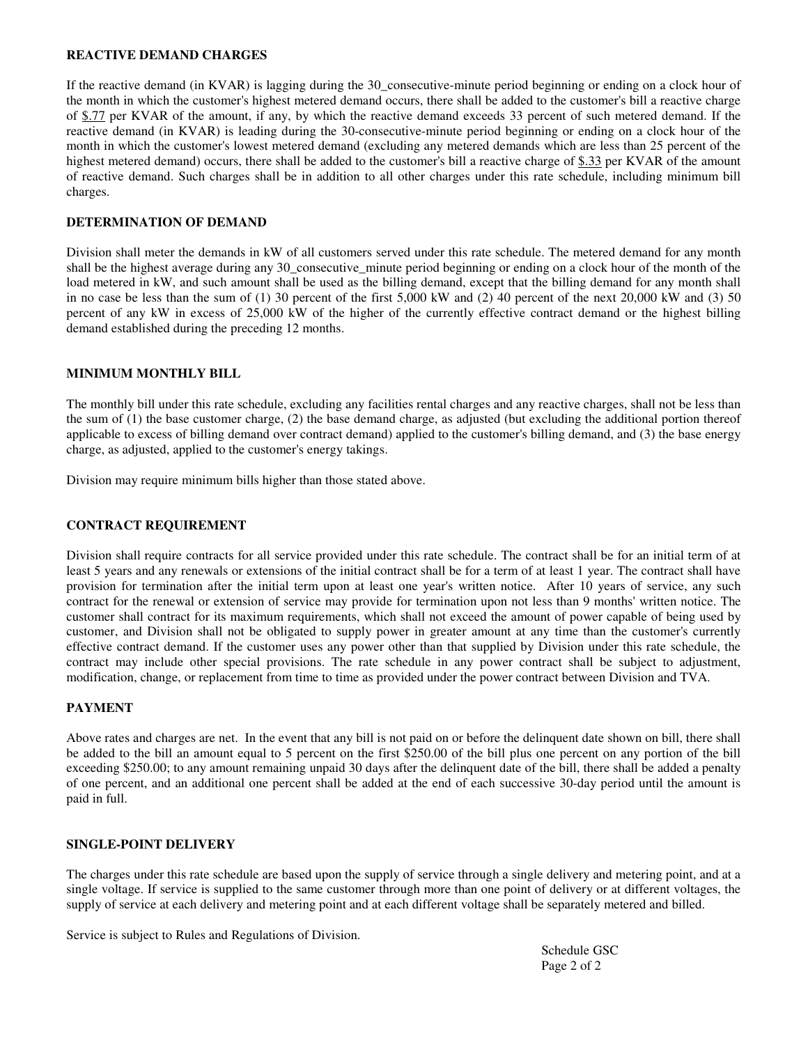## REACTIVE DEMAND CHARGES

If the reactive demand (in KVAR) is lagging during the 30_consecutive-minute period beginning or ending on a clock hour of the month in which the customer's highest metered demand occurs, there shall be added to the customer's bill a reactive charge of $.77 per KVAR of the amount, if any, by which the reactive demand exceeds 33 percent of such metered demand. If the reactive demand (in KVAR) is leading during the 30-consecutive-minute period beginning or ending on a clock hour of the month in which the customer's lowest metered demand (excluding any metered demands which are less than 25 percent of the highest metered demand) occurs, there shall be added to the customer's bill a reactive charge of $.33 per KVAR of the amount of reactive demand. Such charges shall be in addition to all other charges under this rate schedule, including minimum bill charges.

## DETERMINATION OF DEMAND

Division shall meter the demands in kW of all customers served under this rate schedule. The metered demand for any month shall be the highest average during any 30_consecutive_minute period beginning or ending on a clock hour of the month of the load metered in kW, and such amount shall be used as the billing demand, except that the billing demand for any month shall in no case be less than the sum of (1) 30 percent of the first 5,000 kW and (2) 40 percent of the next 20,000 kW and (3) 50 percent of any kW in excess of 25,000 kW of the higher of the currently effective contract demand or the highest billing demand established during the preceding 12 months.

## MINIMUM MONTHLY BILL

The monthly bill under this rate schedule, excluding any facilities rental charges and any reactive charges, shall not be less than the sum of (1) the base customer charge, (2) the base demand charge, as adjusted (but excluding the additional portion thereof applicable to excess of billing demand over contract demand) applied to the customer's billing demand, and (3) the base energy charge, as adjusted, applied to the customer's energy takings.

Division may require minimum bills higher than those stated above.

## CONTRACT REQUIREMENT

Division shall require contracts for all service provided under this rate schedule. The contract shall be for an initial term of at least 5 years and any renewals or extensions of the initial contract shall be for a term of at least 1 year. The contract shall have provision for termination after the initial term upon at least one year's written notice. After 10 years of service, any such contract for the renewal or extension of service may provide for termination upon not less than 9 months' written notice. The customer shall contract for its maximum requirements, which shall not exceed the amount of power capable of being used by customer, and Division shall not be obligated to supply power in greater amount at any time than the customer's currently effective contract demand. If the customer uses any power other than that supplied by Division under this rate schedule, the contract may include other special provisions. The rate schedule in any power contract shall be subject to adjustment, modification, change, or replacement from time to time as provided under the power contract between Division and TVA.

## PAYMENT

Above rates and charges are net. In the event that any bill is not paid on or before the delinquent date shown on bill, there shall be added to the bill an amount equal to 5 percent on the first $250.00 of the bill plus one percent on any portion of the bill exceeding $250.00; to any amount remaining unpaid 30 days after the delinquent date of the bill, there shall be added a penalty of one percent, and an additional one percent shall be added at the end of each successive 30-day period until the amount is paid in full.

## SINGLE-POINT DELIVERY

The charges under this rate schedule are based upon the supply of service through a single delivery and metering point, and at a single voltage. If service is supplied to the same customer through more than one point of delivery or at different voltages, the supply of service at each delivery and metering point and at each different voltage shall be separately metered and billed.

Service is subject to Rules and Regulations of Division.

Schedule GSC